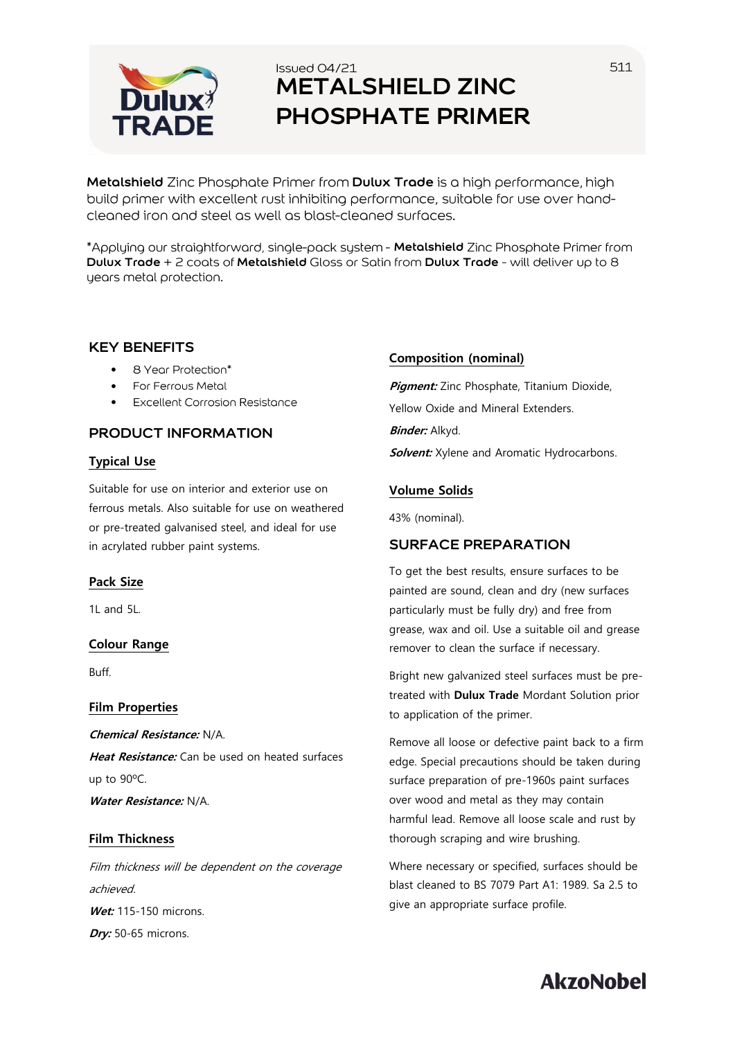Issued 04/21

# METALSHIELD ZINC PHOSPHATE PRIMER

**Metalshield** Zinc Phosphate Primer from **Dulux Trade** is a high performance, high build primer with excellent rust inhibiting performance, suitable for use over hand-cleaned iron and steel as well as blast-cleaned surfaces.

*Applying our straightforward, single-pack system - **Metalshield** Zinc Phosphate Primer from **Dulux Trade** + 2 coats of **Metalshield** Gloss or Satin from **Dulux Trade** - will deliver up to 8 years metal protection.

## KEY BENEFITS

- 8 Year Protection*
- For Ferrous Metal
- Excellent Corrosion Resistance

## PRODUCT INFORMATION

### Typical Use

Suitable for use on interior and exterior use on ferrous metals. Also suitable for use on weathered or pre-treated galvanised steel, and ideal for use in acrylated rubber paint systems.

### Pack Size

1L and 5L.

### Colour Range

Buff.

### Film Properties

***Chemical Resistance:*** N/A.

***Heat Resistance:*** Can be used on heated surfaces up to 90ºC.

***Water Resistance:*** N/A.

### Film Thickness

*Film thickness will be dependent on the coverage achieved.*

***Wet:*** 115-150 microns.

***Dry:*** 50-65 microns.

### Composition (nominal)

***Pigment:*** Zinc Phosphate, Titanium Dioxide, Yellow Oxide and Mineral Extenders.

***Binder:*** Alkyd.

***Solvent:*** Xylene and Aromatic Hydrocarbons.

### Volume Solids

43% (nominal).

## SURFACE PREPARATION

To get the best results, ensure surfaces to be painted are sound, clean and dry (new surfaces particularly must be fully dry) and free from grease, wax and oil. Use a suitable oil and grease remover to clean the surface if necessary.

Bright new galvanized steel surfaces must be pre-treated with **Dulux Trade** Mordant Solution prior to application of the primer.

Remove all loose or defective paint back to a firm edge. Special precautions should be taken during surface preparation of pre-1960s paint surfaces over wood and metal as they may contain harmful lead. Remove all loose scale and rust by thorough scraping and wire brushing.

Where necessary or specified, surfaces should be blast cleaned to BS 7079 Part A1: 1989. Sa 2.5 to give an appropriate surface profile.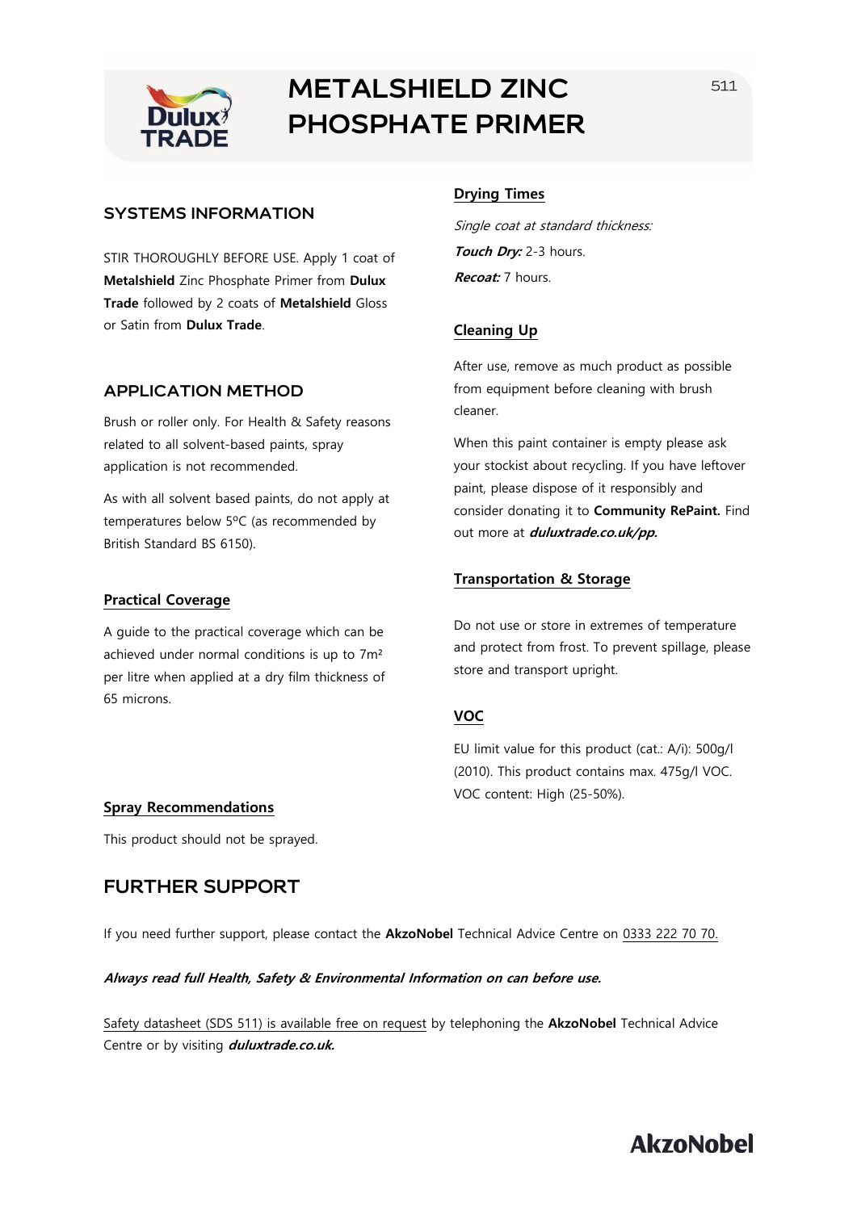# METALSHIELD ZINC PHOSPHATE PRIMER

## SYSTEMS INFORMATION

STIR THOROUGHLY BEFORE USE. Apply 1 coat of **Metalshield** Zinc Phosphate Primer from **Dulux Trade** followed by 2 coats of **Metalshield** Gloss or Satin from **Dulux Trade**.

## APPLICATION METHOD

Brush or roller only. For Health & Safety reasons related to all solvent-based paints, spray application is not recommended.

As with all solvent based paints, do not apply at temperatures below 5ºC (as recommended by British Standard BS 6150).

### Practical Coverage

A guide to the practical coverage which can be achieved under normal conditions is up to 7m² per litre when applied at a dry film thickness of 65 microns.

### Spray Recommendations

This product should not be sprayed.

### Drying Times

*Single coat at standard thickness:*

***Touch Dry:*** 2-3 hours.

***Recoat:*** 7 hours.

### Cleaning Up

After use, remove as much product as possible from equipment before cleaning with brush cleaner.

When this paint container is empty please ask your stockist about recycling. If you have leftover paint, please dispose of it responsibly and consider donating it to **Community RePaint.** Find out more at ***duluxtrade.co.uk/pp.***

### Transportation & Storage

Do not use or store in extremes of temperature and protect from frost. To prevent spillage, please store and transport upright.

### VOC

EU limit value for this product (cat.: A/i): 500g/l (2010). This product contains max. 475g/l VOC. VOC content: High (25-50%).

## FURTHER SUPPORT

If you need further support, please contact the **AkzoNobel** Technical Advice Centre on 0333 222 70 70.

***Always read full Health, Safety & Environmental Information on can before use.***

Safety datasheet (SDS 511) is available free on request by telephoning the **AkzoNobel** Technical Advice Centre or by visiting ***duluxtrade.co.uk.***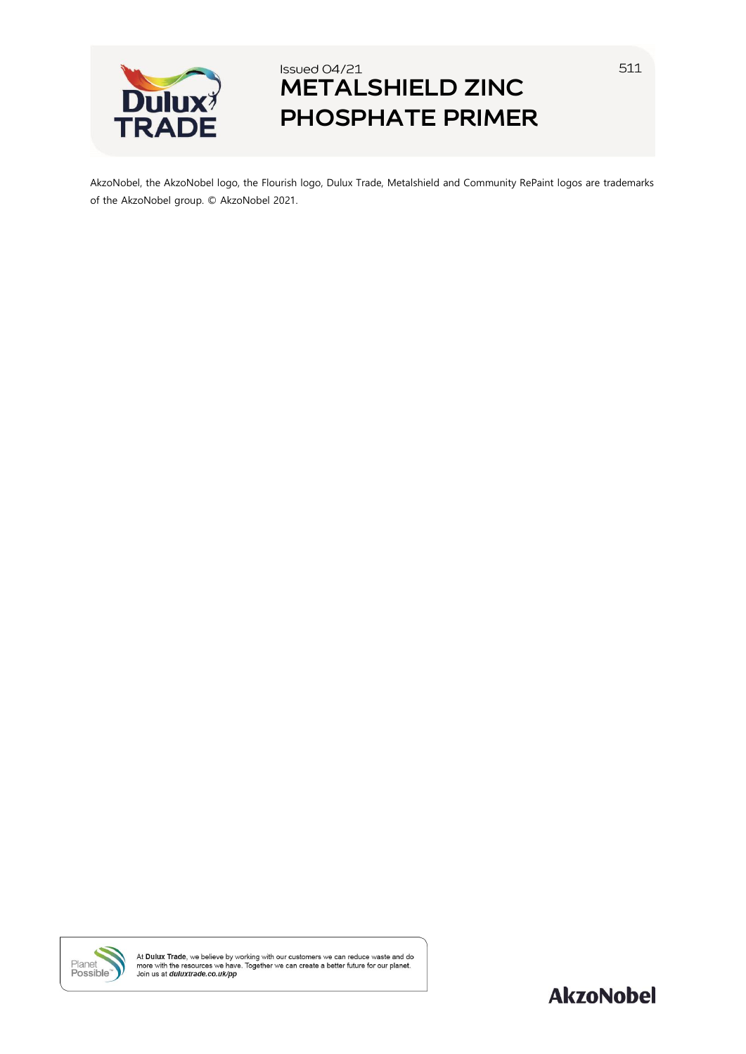AkzoNobel, the AkzoNobel logo, the Flourish logo, Dulux Trade, Metalshield and Community RePaint logos are trademarks of the AkzoNobel group. © AkzoNobel 2021.

At **Dulux Trade**, we believe by working with our customers we can reduce waste and do more with the resources we have. Together we can create a better future for our planet. Join us at ***duluxtrade.co.uk/pp***